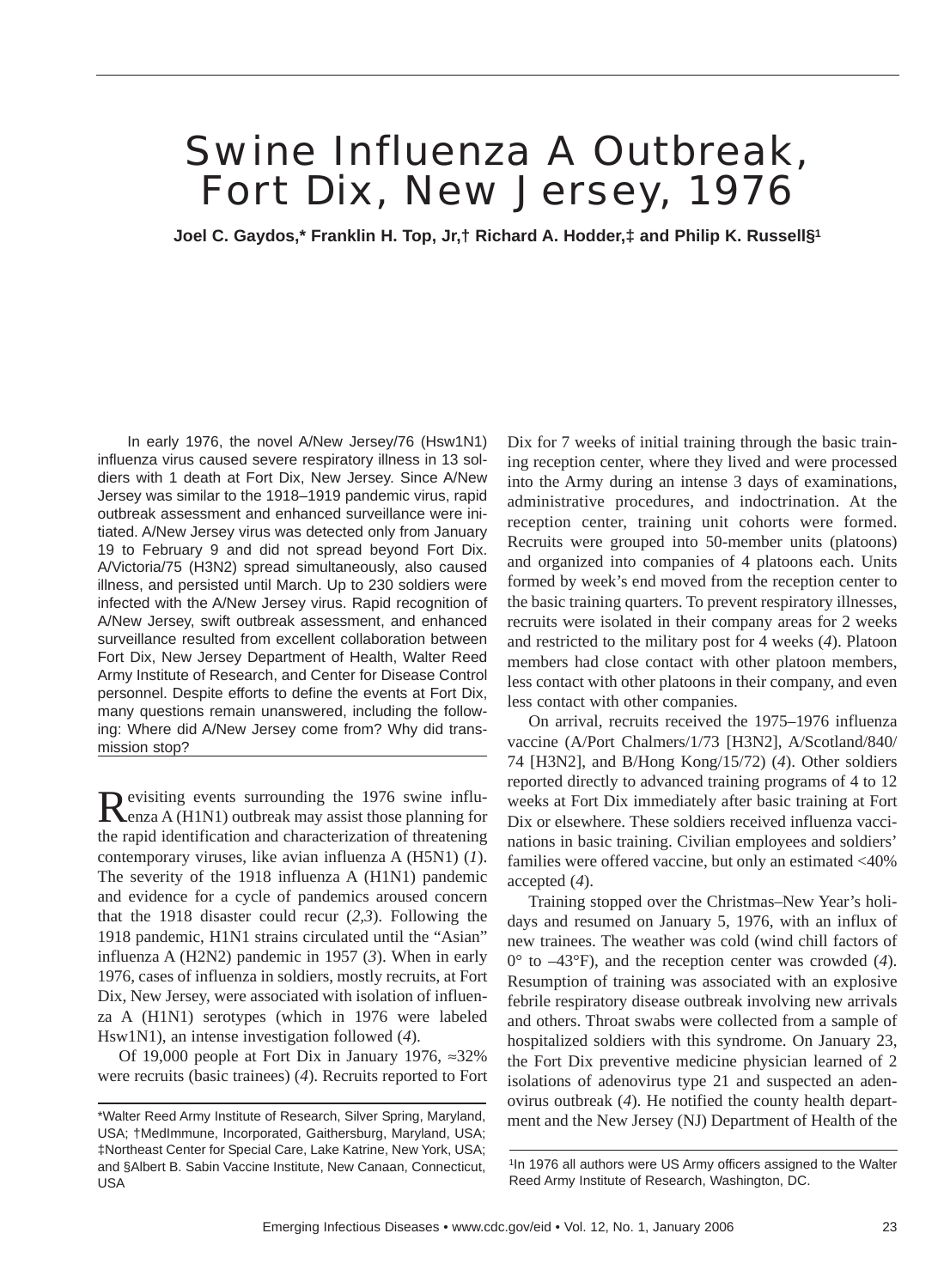# Swine Influenza A Outbreak, Fort Dix, New Jersey, 1976

**Joel C. Gaydos,* Franklin H. Top, Jr,† Richard A. Hodder,‡ and Philip K. Russell§[1]**

In early 1976, the novel A/New Jersey/76 (Hsw1N1) influenza virus caused severe respiratory illness in 13 soldiers with 1 death at Fort Dix, New Jersey. Since A/New Jersey was similar to the 1918–1919 pandemic virus, rapid outbreak assessment and enhanced surveillance were initiated. A/New Jersey virus was detected only from January 19 to February 9 and did not spread beyond Fort Dix. A/Victoria/75 (H3N2) spread simultaneously, also caused illness, and persisted until March. Up to 230 soldiers were infected with the A/New Jersey virus. Rapid recognition of A/New Jersey, swift outbreak assessment, and enhanced surveillance resulted from excellent collaboration between Fort Dix, New Jersey Department of Health, Walter Reed Army Institute of Research, and Center for Disease Control personnel. Despite efforts to define the events at Fort Dix, many questions remain unanswered, including the following: Where did A/New Jersey come from? Why did transmission stop?

Revisiting events surrounding the 1976 swine influenza A (H1N1) outbreak may assist those planning for the rapid identification and characterization of threatening contemporary viruses, like avian influenza A (H5N1) (*1*). The severity of the 1918 influenza A (H1N1) pandemic and evidence for a cycle of pandemics aroused concern that the 1918 disaster could recur (*2,3*). Following the 1918 pandemic, H1N1 strains circulated until the "Asian" influenza A (H2N2) pandemic in 1957 (*3*). When in early 1976, cases of influenza in soldiers, mostly recruits, at Fort Dix, New Jersey, were associated with isolation of influenza A (H1N1) serotypes (which in 1976 were labeled Hsw1N1), an intense investigation followed (*4*).

Of 19,000 people at Fort Dix in January 1976, ≈32% were recruits (basic trainees) (*4*). Recruits reported to Fort Dix for 7 weeks of initial training through the basic training reception center, where they lived and were processed into the Army during an intense 3 days of examinations, administrative procedures, and indoctrination. At the reception center, training unit cohorts were formed. Recruits were grouped into 50-member units (platoons) and organized into companies of 4 platoons each. Units formed by week's end moved from the reception center to the basic training quarters. To prevent respiratory illnesses, recruits were isolated in their company areas for 2 weeks and restricted to the military post for 4 weeks (*4*). Platoon members had close contact with other platoon members, less contact with other platoons in their company, and even less contact with other companies.

On arrival, recruits received the 1975–1976 influenza vaccine (A/Port Chalmers/1/73 [H3N2], A/Scotland/840/74 [H3N2], and B/Hong Kong/15/72) (*4*). Other soldiers reported directly to advanced training programs of 4 to 12 weeks at Fort Dix immediately after basic training at Fort Dix or elsewhere. These soldiers received influenza vaccinations in basic training. Civilian employees and soldiers' families were offered vaccine, but only an estimated <40% accepted (*4*).

Training stopped over the Christmas–New Year's holidays and resumed on January 5, 1976, with an influx of new trainees. The weather was cold (wind chill factors of 0° to –43°F), and the reception center was crowded (*4*). Resumption of training was associated with an explosive febrile respiratory disease outbreak involving new arrivals and others. Throat swabs were collected from a sample of hospitalized soldiers with this syndrome. On January 23, the Fort Dix preventive medicine physician learned of 2 isolations of adenovirus type 21 and suspected an adenovirus outbreak (*4*). He notified the county health department and the New Jersey (NJ) Department of Health of the

*Walter Reed Army Institute of Research, Silver Spring, Maryland, USA; †MedImmune, Incorporated, Gaithersburg, Maryland, USA; ‡Northeast Center for Special Care, Lake Katrine, New York, USA; and §Albert B. Sabin Vaccine Institute, New Canaan, Connecticut, USA

[1]In 1976 all authors were US Army officers assigned to the Walter Reed Army Institute of Research, Washington, DC.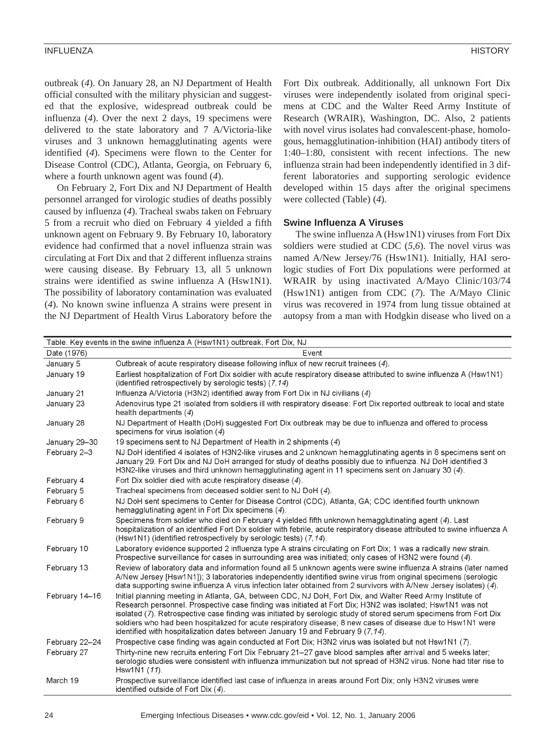outbreak (*4*). On January 28, an NJ Department of Health official consulted with the military physician and suggested that the explosive, widespread outbreak could be influenza (*4*). Over the next 2 days, 19 specimens were delivered to the state laboratory and 7 A/Victoria-like viruses and 3 unknown hemagglutinating agents were identified (*4*). Specimens were flown to the Center for Disease Control (CDC), Atlanta, Georgia, on February 6, where a fourth unknown agent was found (*4*).

On February 2, Fort Dix and NJ Department of Health personnel arranged for virologic studies of deaths possibly caused by influenza (*4*). Tracheal swabs taken on February 5 from a recruit who died on February 4 yielded a fifth unknown agent on February 9. By February 10, laboratory evidence had confirmed that a novel influenza strain was circulating at Fort Dix and that 2 different influenza strains were causing disease. By February 13, all 5 unknown strains were identified as swine influenza A (Hsw1N1). The possibility of laboratory contamination was evaluated (*4*). No known swine influenza A strains were present in the NJ Department of Health Virus Laboratory before the Fort Dix outbreak. Additionally, all unknown Fort Dix viruses were independently isolated from original specimens at CDC and the Walter Reed Army Institute of Research (WRAIR), Washington, DC. Also, 2 patients with novel virus isolates had convalescent-phase, homologous, hemagglutination-inhibition (HAI) antibody titers of 1:40–1:80, consistent with recent infections. The new influenza strain had been independently identified in 3 different laboratories and supporting serologic evidence developed within 15 days after the original specimens were collected (Table) (*4*).

### Swine Influenza A Viruses

The swine influenza A (Hsw1N1) viruses from Fort Dix soldiers were studied at CDC (*5,6*). The novel virus was named A/New Jersey/76 (Hsw1N1). Initially, HAI serologic studies of Fort Dix populations were performed at WRAIR by using inactivated A/Mayo Clinic/103/74 (Hsw1N1) antigen from CDC (*7*). The A/Mayo Clinic virus was recovered in 1974 from lung tissue obtained at autopsy from a man with Hodgkin disease who lived on a

Table. Key events in the swine influenza A (Hsw1N1) outbreak, Fort Dix, NJ

| Date (1976) | Event |
|---|---|
| January 5 | Outbreak of acute respiratory disease following influx of new recruit trainees (*4*). |
| January 19 | Earliest hospitalization of Fort Dix soldier with acute respiratory disease attributed to swine influenza A (Hsw1N1) (identified retrospectively by serologic tests) (*7,14*) |
| January 21 | Influenza A/Victoria (H3N2) identified away from Fort Dix in NJ civilians (*4*) |
| January 23 | Adenovirus type 21 isolated from soldiers ill with respiratory disease: Fort Dix reported outbreak to local and state health departments (*4*) |
| January 28 | NJ Department of Health (DoH) suggested Fort Dix outbreak may be due to influenza and offered to process specimens for virus isolation (*4*) |
| January 29–30 | 19 specimens sent to NJ Department of Health in 2 shipments (*4*) |
| February 2–3 | NJ DoH identified 4 isolates of H3N2-like viruses and 2 unknown hemagglutinating agents in 8 specimens sent on January 29. Fort Dix and NJ DoH arranged for study of deaths possibly due to influenza. NJ DoH identified 3 H3N2-like viruses and third unknown hemagglutinating agent in 11 specimens sent on January 30 (*4*). |
| February 4 | Fort Dix soldier died with acute respiratory disease (*4*). |
| February 5 | Tracheal specimens from deceased soldier sent to NJ DoH (*4*). |
| February 6 | NJ DoH sent specimens to Center for Disease Control (CDC), Atlanta, GA; CDC identified fourth unknown hemagglutinating agent in Fort Dix specimens (*4*). |
| February 9 | Specimens from soldier who died on February 4 yielded fifth unknown hemagglutinating agent (*4*). Last hospitalization of an identified Fort Dix soldier with febrile, acute respiratory disease attributed to swine influenza A (Hsw1N1) (identified retrospectively by serologic tests) (*7,14*). |
| February 10 | Laboratory evidence supported 2 influenza type A strains circulating on Fort Dix; 1 was a radically new strain. Prospective surveillance for cases in surrounding area was initiated; only cases of H3N2 were found (*4*). |
| February 13 | Review of laboratory data and information found all 5 unknown agents were swine influenza A strains (later named A/New Jersey [Hsw1N1]); 3 laboratories independently identified swine virus from original specimens (serologic data supporting swine influenza A virus infection later obtained from 2 survivors with A/New Jersey isolates) (*4*). |
| February 14–16 | Initial planning meeting in Atlanta, GA, between CDC, NJ DoH, Fort Dix, and Walter Reed Army Institute of Research personnel. Prospective case finding was initiated at Fort Dix; H3N2 was isolated; Hsw1N1 was not isolated (*7*). Retrospective case finding was initiated by serologic study of stored serum specimens from Fort Dix soldiers who had been hospitalized for acute respiratory disease; 8 new cases of disease due to Hsw1N1 were identified with hospitalization dates between January 19 and February 9 (*7,14*). |
| February 22–24 | Prospective case finding was again conducted at Fort Dix; H3N2 virus was isolated but not Hsw1N1 (*7*). |
| February 27 | Thirty-nine new recruits entering Fort Dix February 21–27 gave blood samples after arrival and 5 weeks later; serologic studies were consistent with influenza immunization but not spread of H3N2 virus. None had titer rise to Hsw1N1 (*11*). |
| March 19 | Prospective surveillance identified last case of influenza in areas around Fort Dix; only H3N2 viruses were identified outside of Fort Dix (*4*). |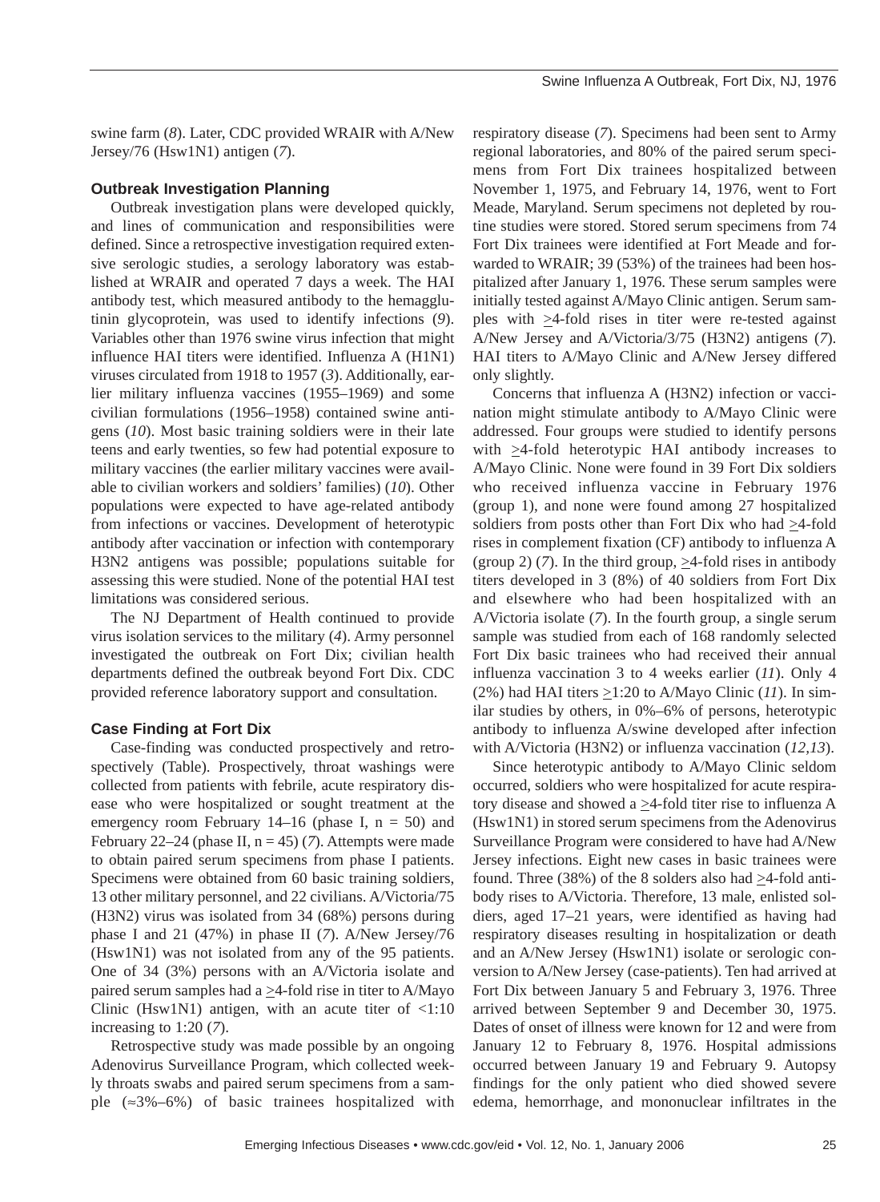swine farm (*8*). Later, CDC provided WRAIR with A/New Jersey/76 (Hsw1N1) antigen (*7*).

### Outbreak Investigation Planning

Outbreak investigation plans were developed quickly, and lines of communication and responsibilities were defined. Since a retrospective investigation required extensive serologic studies, a serology laboratory was established at WRAIR and operated 7 days a week. The HAI antibody test, which measured antibody to the hemagglutinin glycoprotein, was used to identify infections (*9*). Variables other than 1976 swine virus infection that might influence HAI titers were identified. Influenza A (H1N1) viruses circulated from 1918 to 1957 (*3*). Additionally, earlier military influenza vaccines (1955–1969) and some civilian formulations (1956–1958) contained swine antigens (*10*). Most basic training soldiers were in their late teens and early twenties, so few had potential exposure to military vaccines (the earlier military vaccines were available to civilian workers and soldiers' families) (*10*). Other populations were expected to have age-related antibody from infections or vaccines. Development of heterotypic antibody after vaccination or infection with contemporary H3N2 antigens was possible; populations suitable for assessing this were studied. None of the potential HAI test limitations was considered serious.

The NJ Department of Health continued to provide virus isolation services to the military (*4*). Army personnel investigated the outbreak on Fort Dix; civilian health departments defined the outbreak beyond Fort Dix. CDC provided reference laboratory support and consultation.

### Case Finding at Fort Dix

Case-finding was conducted prospectively and retrospectively (Table). Prospectively, throat washings were collected from patients with febrile, acute respiratory disease who were hospitalized or sought treatment at the emergency room February 14–16 (phase I, n = 50) and February 22–24 (phase II, n = 45) (*7*). Attempts were made to obtain paired serum specimens from phase I patients. Specimens were obtained from 60 basic training soldiers, 13 other military personnel, and 22 civilians. A/Victoria/75 (H3N2) virus was isolated from 34 (68%) persons during phase I and 21 (47%) in phase II (*7*). A/New Jersey/76 (Hsw1N1) was not isolated from any of the 95 patients. One of 34 (3%) persons with an A/Victoria isolate and paired serum samples had a ≥4-fold rise in titer to A/Mayo Clinic (Hsw1N1) antigen, with an acute titer of <1:10 increasing to 1:20 (*7*).

Retrospective study was made possible by an ongoing Adenovirus Surveillance Program, which collected weekly throats swabs and paired serum specimens from a sample (≈3%–6%) of basic trainees hospitalized with respiratory disease (*7*). Specimens had been sent to Army regional laboratories, and 80% of the paired serum specimens from Fort Dix trainees hospitalized between November 1, 1975, and February 14, 1976, went to Fort Meade, Maryland. Serum specimens not depleted by routine studies were stored. Stored serum specimens from 74 Fort Dix trainees were identified at Fort Meade and forwarded to WRAIR; 39 (53%) of the trainees had been hospitalized after January 1, 1976. These serum samples were initially tested against A/Mayo Clinic antigen. Serum samples with ≥4-fold rises in titer were re-tested against A/New Jersey and A/Victoria/3/75 (H3N2) antigens (*7*). HAI titers to A/Mayo Clinic and A/New Jersey differed only slightly.

Concerns that influenza A (H3N2) infection or vaccination might stimulate antibody to A/Mayo Clinic were addressed. Four groups were studied to identify persons with ≥4-fold heterotypic HAI antibody increases to A/Mayo Clinic. None were found in 39 Fort Dix soldiers who received influenza vaccine in February 1976 (group 1), and none were found among 27 hospitalized soldiers from posts other than Fort Dix who had ≥4-fold rises in complement fixation (CF) antibody to influenza A (group 2) (*7*). In the third group, ≥4-fold rises in antibody titers developed in 3 (8%) of 40 soldiers from Fort Dix and elsewhere who had been hospitalized with an A/Victoria isolate (*7*). In the fourth group, a single serum sample was studied from each of 168 randomly selected Fort Dix basic trainees who had received their annual influenza vaccination 3 to 4 weeks earlier (*11*). Only 4 (2%) had HAI titers ≥1:20 to A/Mayo Clinic (*11*). In similar studies by others, in 0%–6% of persons, heterotypic antibody to influenza A/swine developed after infection with A/Victoria (H3N2) or influenza vaccination (*12*,*13*).

Since heterotypic antibody to A/Mayo Clinic seldom occurred, soldiers who were hospitalized for acute respiratory disease and showed a ≥4-fold titer rise to influenza A (Hsw1N1) in stored serum specimens from the Adenovirus Surveillance Program were considered to have had A/New Jersey infections. Eight new cases in basic trainees were found. Three (38%) of the 8 solders also had ≥4-fold antibody rises to A/Victoria. Therefore, 13 male, enlisted soldiers, aged 17–21 years, were identified as having had respiratory diseases resulting in hospitalization or death and an A/New Jersey (Hsw1N1) isolate or serologic conversion to A/New Jersey (case-patients). Ten had arrived at Fort Dix between January 5 and February 3, 1976. Three arrived between September 9 and December 30, 1975. Dates of onset of illness were known for 12 and were from January 12 to February 8, 1976. Hospital admissions occurred between January 19 and February 9. Autopsy findings for the only patient who died showed severe edema, hemorrhage, and mononuclear infiltrates in the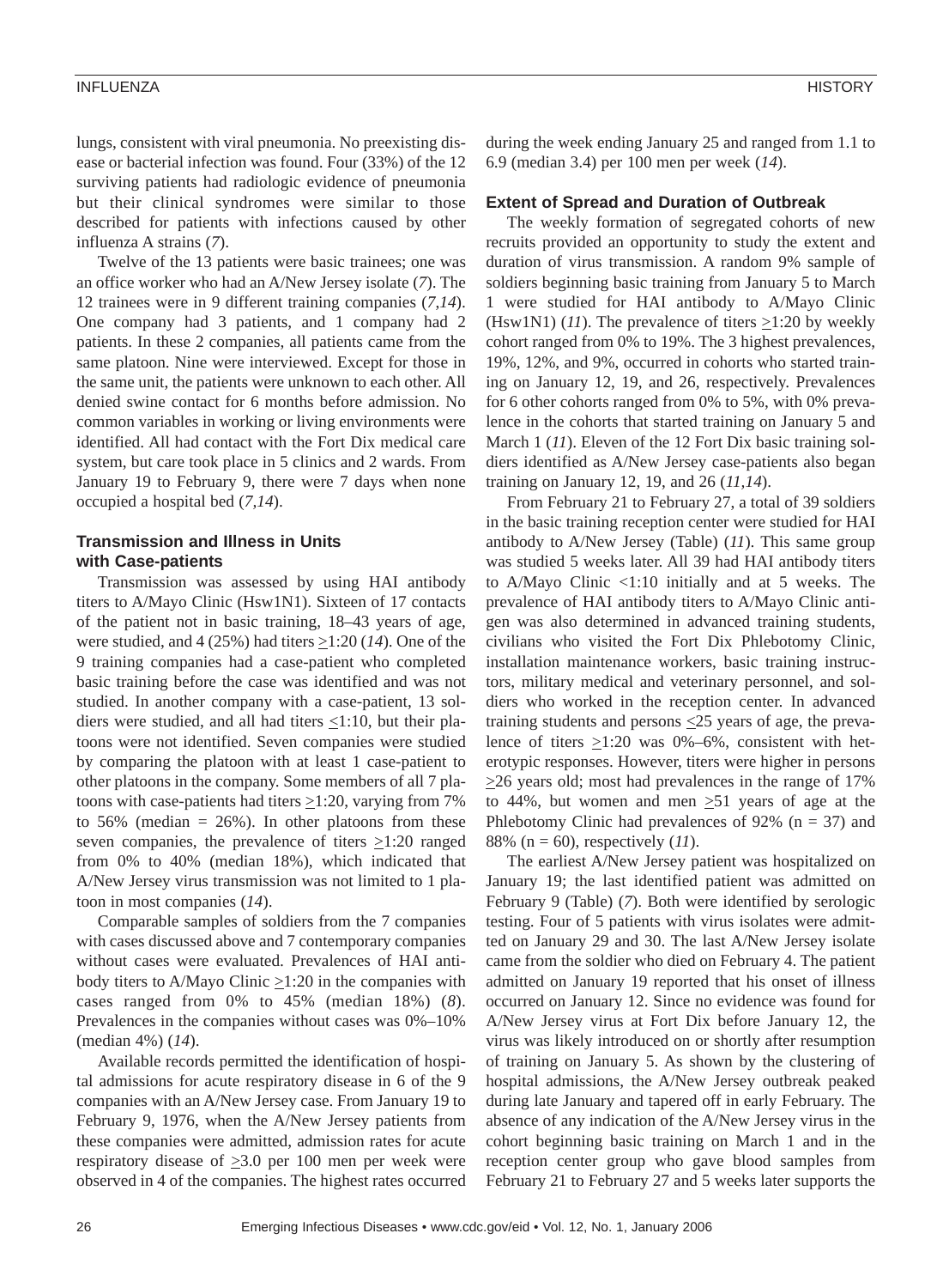lungs, consistent with viral pneumonia. No preexisting disease or bacterial infection was found. Four (33%) of the 12 surviving patients had radiologic evidence of pneumonia but their clinical syndromes were similar to those described for patients with infections caused by other influenza A strains (*7*).

Twelve of the 13 patients were basic trainees; one was an office worker who had an A/New Jersey isolate (*7*). The 12 trainees were in 9 different training companies (*7,14*). One company had 3 patients, and 1 company had 2 patients. In these 2 companies, all patients came from the same platoon. Nine were interviewed. Except for those in the same unit, the patients were unknown to each other. All denied swine contact for 6 months before admission. No common variables in working or living environments were identified. All had contact with the Fort Dix medical care system, but care took place in 5 clinics and 2 wards. From January 19 to February 9, there were 7 days when none occupied a hospital bed (*7,14*).

### Transmission and Illness in Units with Case-patients

Transmission was assessed by using HAI antibody titers to A/Mayo Clinic (Hsw1N1). Sixteen of 17 contacts of the patient not in basic training, 18–43 years of age, were studied, and 4 (25%) had titers ≥1:20 (*14*). One of the 9 training companies had a case-patient who completed basic training before the case was identified and was not studied. In another company with a case-patient, 13 soldiers were studied, and all had titers ≤1:10, but their platoons were not identified. Seven companies were studied by comparing the platoon with at least 1 case-patient to other platoons in the company. Some members of all 7 platoons with case-patients had titers ≥1:20, varying from 7% to 56% (median = 26%). In other platoons from these seven companies, the prevalence of titers ≥1:20 ranged from 0% to 40% (median 18%), which indicated that A/New Jersey virus transmission was not limited to 1 platoon in most companies (*14*).

Comparable samples of soldiers from the 7 companies with cases discussed above and 7 contemporary companies without cases were evaluated. Prevalences of HAI antibody titers to A/Mayo Clinic ≥1:20 in the companies with cases ranged from 0% to 45% (median 18%) (*8*). Prevalences in the companies without cases was 0%–10% (median 4%) (*14*).

Available records permitted the identification of hospital admissions for acute respiratory disease in 6 of the 9 companies with an A/New Jersey case. From January 19 to February 9, 1976, when the A/New Jersey patients from these companies were admitted, admission rates for acute respiratory disease of ≥3.0 per 100 men per week were observed in 4 of the companies. The highest rates occurred during the week ending January 25 and ranged from 1.1 to 6.9 (median 3.4) per 100 men per week (*14*).

### Extent of Spread and Duration of Outbreak

The weekly formation of segregated cohorts of new recruits provided an opportunity to study the extent and duration of virus transmission. A random 9% sample of soldiers beginning basic training from January 5 to March 1 were studied for HAI antibody to A/Mayo Clinic (Hsw1N1) (*11*). The prevalence of titers ≥1:20 by weekly cohort ranged from 0% to 19%. The 3 highest prevalences, 19%, 12%, and 9%, occurred in cohorts who started training on January 12, 19, and 26, respectively. Prevalences for 6 other cohorts ranged from 0% to 5%, with 0% prevalence in the cohorts that started training on January 5 and March 1 (*11*). Eleven of the 12 Fort Dix basic training soldiers identified as A/New Jersey case-patients also began training on January 12, 19, and 26 (*11,14*).

From February 21 to February 27, a total of 39 soldiers in the basic training reception center were studied for HAI antibody to A/New Jersey (Table) (*11*). This same group was studied 5 weeks later. All 39 had HAI antibody titers to A/Mayo Clinic <1:10 initially and at 5 weeks. The prevalence of HAI antibody titers to A/Mayo Clinic antigen was also determined in advanced training students, civilians who visited the Fort Dix Phlebotomy Clinic, installation maintenance workers, basic training instructors, military medical and veterinary personnel, and soldiers who worked in the reception center. In advanced training students and persons ≤25 years of age, the prevalence of titers ≥1:20 was 0%–6%, consistent with heterotypic responses. However, titers were higher in persons ≥26 years old; most had prevalences in the range of 17% to 44%, but women and men ≥51 years of age at the Phlebotomy Clinic had prevalences of 92% (n = 37) and 88% (n = 60), respectively (*11*).

The earliest A/New Jersey patient was hospitalized on January 19; the last identified patient was admitted on February 9 (Table) (*7*). Both were identified by serologic testing. Four of 5 patients with virus isolates were admitted on January 29 and 30. The last A/New Jersey isolate came from the soldier who died on February 4. The patient admitted on January 19 reported that his onset of illness occurred on January 12. Since no evidence was found for A/New Jersey virus at Fort Dix before January 12, the virus was likely introduced on or shortly after resumption of training on January 5. As shown by the clustering of hospital admissions, the A/New Jersey outbreak peaked during late January and tapered off in early February. The absence of any indication of the A/New Jersey virus in the cohort beginning basic training on March 1 and in the reception center group who gave blood samples from February 21 to February 27 and 5 weeks later supports the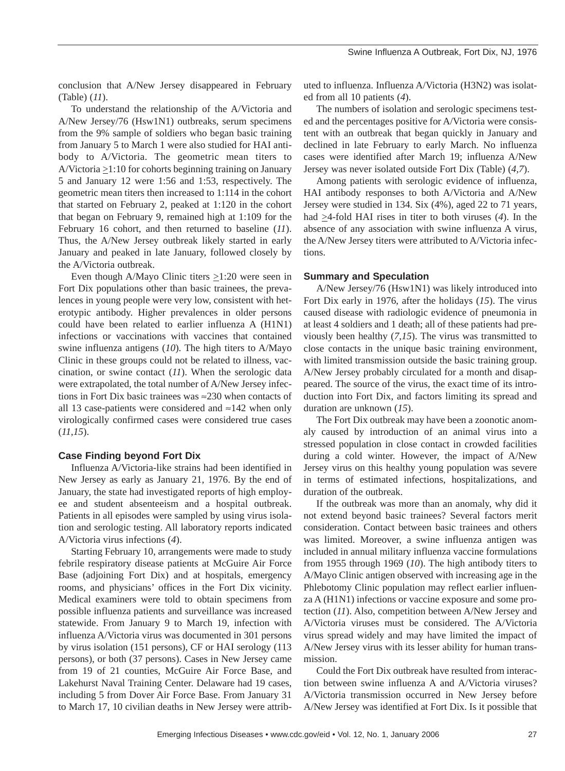conclusion that A/New Jersey disappeared in February (Table) (*11*).

To understand the relationship of the A/Victoria and A/New Jersey/76 (Hsw1N1) outbreaks, serum specimens from the 9% sample of soldiers who began basic training from January 5 to March 1 were also studied for HAI antibody to A/Victoria. The geometric mean titers to A/Victoria >1:10 for cohorts beginning training on January 5 and January 12 were 1:56 and 1:53, respectively. The geometric mean titers then increased to 1:114 in the cohort that started on February 2, peaked at 1:120 in the cohort that began on February 9, remained high at 1:109 for the February 16 cohort, and then returned to baseline (*11*). Thus, the A/New Jersey outbreak likely started in early January and peaked in late January, followed closely by the A/Victoria outbreak.

Even though A/Mayo Clinic titers >1:20 were seen in Fort Dix populations other than basic trainees, the prevalences in young people were very low, consistent with heterotypic antibody. Higher prevalences in older persons could have been related to earlier influenza A (H1N1) infections or vaccinations with vaccines that contained swine influenza antigens (*10*). The high titers to A/Mayo Clinic in these groups could not be related to illness, vaccination, or swine contact (*11*). When the serologic data were extrapolated, the total number of A/New Jersey infections in Fort Dix basic trainees was ≈230 when contacts of all 13 case-patients were considered and ≈142 when only virologically confirmed cases were considered true cases (*11,15*).

### Case Finding beyond Fort Dix

Influenza A/Victoria-like strains had been identified in New Jersey as early as January 21, 1976. By the end of January, the state had investigated reports of high employee and student absenteeism and a hospital outbreak. Patients in all episodes were sampled by using virus isolation and serologic testing. All laboratory reports indicated A/Victoria virus infections (*4*).

Starting February 10, arrangements were made to study febrile respiratory disease patients at McGuire Air Force Base (adjoining Fort Dix) and at hospitals, emergency rooms, and physicians' offices in the Fort Dix vicinity. Medical examiners were told to obtain specimens from possible influenza patients and surveillance was increased statewide. From January 9 to March 19, infection with influenza A/Victoria virus was documented in 301 persons by virus isolation (151 persons), CF or HAI serology (113 persons), or both (37 persons). Cases in New Jersey came from 19 of 21 counties, McGuire Air Force Base, and Lakehurst Naval Training Center. Delaware had 19 cases, including 5 from Dover Air Force Base. From January 31 to March 17, 10 civilian deaths in New Jersey were attributed to influenza. Influenza A/Victoria (H3N2) was isolated from all 10 patients (*4*).

The numbers of isolation and serologic specimens tested and the percentages positive for A/Victoria were consistent with an outbreak that began quickly in January and declined in late February to early March. No influenza cases were identified after March 19; influenza A/New Jersey was never isolated outside Fort Dix (Table) (*4,7*).

Among patients with serologic evidence of influenza, HAI antibody responses to both A/Victoria and A/New Jersey were studied in 134. Six (4%), aged 22 to 71 years, had >4-fold HAI rises in titer to both viruses (*4*). In the absence of any association with swine influenza A virus, the A/New Jersey titers were attributed to A/Victoria infections.

### Summary and Speculation

A/New Jersey/76 (Hsw1N1) was likely introduced into Fort Dix early in 1976, after the holidays (*15*). The virus caused disease with radiologic evidence of pneumonia in at least 4 soldiers and 1 death; all of these patients had previously been healthy (*7,15*). The virus was transmitted to close contacts in the unique basic training environment, with limited transmission outside the basic training group. A/New Jersey probably circulated for a month and disappeared. The source of the virus, the exact time of its introduction into Fort Dix, and factors limiting its spread and duration are unknown (*15*).

The Fort Dix outbreak may have been a zoonotic anomaly caused by introduction of an animal virus into a stressed population in close contact in crowded facilities during a cold winter. However, the impact of A/New Jersey virus on this healthy young population was severe in terms of estimated infections, hospitalizations, and duration of the outbreak.

If the outbreak was more than an anomaly, why did it not extend beyond basic trainees? Several factors merit consideration. Contact between basic trainees and others was limited. Moreover, a swine influenza antigen was included in annual military influenza vaccine formulations from 1955 through 1969 (*10*). The high antibody titers to A/Mayo Clinic antigen observed with increasing age in the Phlebotomy Clinic population may reflect earlier influenza A (H1N1) infections or vaccine exposure and some protection (*11*). Also, competition between A/New Jersey and A/Victoria viruses must be considered. The A/Victoria virus spread widely and may have limited the impact of A/New Jersey virus with its lesser ability for human transmission.

Could the Fort Dix outbreak have resulted from interaction between swine influenza A and A/Victoria viruses? A/Victoria transmission occurred in New Jersey before A/New Jersey was identified at Fort Dix. Is it possible that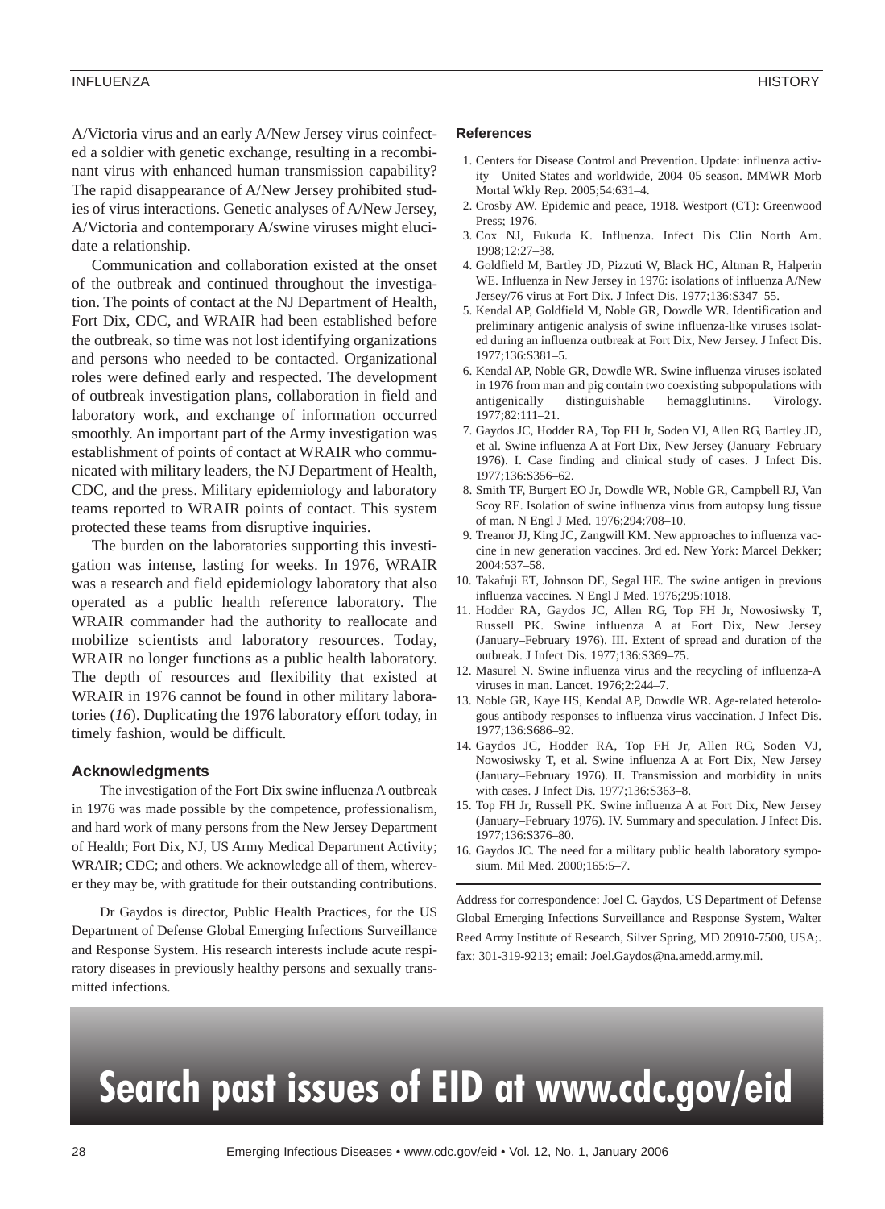A/Victoria virus and an early A/New Jersey virus coinfected a soldier with genetic exchange, resulting in a recombinant virus with enhanced human transmission capability? The rapid disappearance of A/New Jersey prohibited studies of virus interactions. Genetic analyses of A/New Jersey, A/Victoria and contemporary A/swine viruses might elucidate a relationship.

Communication and collaboration existed at the onset of the outbreak and continued throughout the investigation. The points of contact at the NJ Department of Health, Fort Dix, CDC, and WRAIR had been established before the outbreak, so time was not lost identifying organizations and persons who needed to be contacted. Organizational roles were defined early and respected. The development of outbreak investigation plans, collaboration in field and laboratory work, and exchange of information occurred smoothly. An important part of the Army investigation was establishment of points of contact at WRAIR who communicated with military leaders, the NJ Department of Health, CDC, and the press. Military epidemiology and laboratory teams reported to WRAIR points of contact. This system protected these teams from disruptive inquiries.

The burden on the laboratories supporting this investigation was intense, lasting for weeks. In 1976, WRAIR was a research and field epidemiology laboratory that also operated as a public health reference laboratory. The WRAIR commander had the authority to reallocate and mobilize scientists and laboratory resources. Today, WRAIR no longer functions as a public health laboratory. The depth of resources and flexibility that existed at WRAIR in 1976 cannot be found in other military laboratories (*16*). Duplicating the 1976 laboratory effort today, in timely fashion, would be difficult.

## Acknowledgments

The investigation of the Fort Dix swine influenza A outbreak in 1976 was made possible by the competence, professionalism, and hard work of many persons from the New Jersey Department of Health; Fort Dix, NJ, US Army Medical Department Activity; WRAIR; CDC; and others. We acknowledge all of them, wherever they may be, with gratitude for their outstanding contributions.

Dr Gaydos is director, Public Health Practices, for the US Department of Defense Global Emerging Infections Surveillance and Response System. His research interests include acute respiratory diseases in previously healthy persons and sexually transmitted infections.

## References

1. Centers for Disease Control and Prevention. Update: influenza activity—United States and worldwide, 2004–05 season. MMWR Morb Mortal Wkly Rep. 2005;54:631–4.
2. Crosby AW. Epidemic and peace, 1918. Westport (CT): Greenwood Press; 1976.
3. Cox NJ, Fukuda K. Influenza. Infect Dis Clin North Am. 1998;12:27–38.
4. Goldfield M, Bartley JD, Pizzuti W, Black HC, Altman R, Halperin WE. Influenza in New Jersey in 1976: isolations of influenza A/New Jersey/76 virus at Fort Dix. J Infect Dis. 1977;136:S347–55.
5. Kendal AP, Goldfield M, Noble GR, Dowdle WR. Identification and preliminary antigenic analysis of swine influenza-like viruses isolated during an influenza outbreak at Fort Dix, New Jersey. J Infect Dis. 1977;136:S381–5.
6. Kendal AP, Noble GR, Dowdle WR. Swine influenza viruses isolated in 1976 from man and pig contain two coexisting subpopulations with antigenically distinguishable hemagglutinins. Virology. 1977;82:111–21.
7. Gaydos JC, Hodder RA, Top FH Jr, Soden VJ, Allen RG, Bartley JD, et al. Swine influenza A at Fort Dix, New Jersey (January–February 1976). I. Case finding and clinical study of cases. J Infect Dis. 1977;136:S356–62.
8. Smith TF, Burgert EO Jr, Dowdle WR, Noble GR, Campbell RJ, Van Scoy RE. Isolation of swine influenza virus from autopsy lung tissue of man. N Engl J Med. 1976;294:708–10.
9. Treanor JJ, King JC, Zangwill KM. New approaches to influenza vaccine in new generation vaccines. 3rd ed. New York: Marcel Dekker; 2004:537–58.
10. Takafuji ET, Johnson DE, Segal HE. The swine antigen in previous influenza vaccines. N Engl J Med. 1976;295:1018.
11. Hodder RA, Gaydos JC, Allen RG, Top FH Jr, Nowosiwsky T, Russell PK. Swine influenza A at Fort Dix, New Jersey (January–February 1976). III. Extent of spread and duration of the outbreak. J Infect Dis. 1977;136:S369–75.
12. Masurel N. Swine influenza virus and the recycling of influenza-A viruses in man. Lancet. 1976;2:244–7.
13. Noble GR, Kaye HS, Kendal AP, Dowdle WR. Age-related heterologous antibody responses to influenza virus vaccination. J Infect Dis. 1977;136:S686–92.
14. Gaydos JC, Hodder RA, Top FH Jr, Allen RG, Soden VJ, Nowosiwsky T, et al. Swine influenza A at Fort Dix, New Jersey (January–February 1976). II. Transmission and morbidity in units with cases. J Infect Dis. 1977;136:S363–8.
15. Top FH Jr, Russell PK. Swine influenza A at Fort Dix, New Jersey (January–February 1976). IV. Summary and speculation. J Infect Dis. 1977;136:S376–80.
16. Gaydos JC. The need for a military public health laboratory symposium. Mil Med. 2000;165:5–7.

Address for correspondence: Joel C. Gaydos, US Department of Defense Global Emerging Infections Surveillance and Response System, Walter Reed Army Institute of Research, Silver Spring, MD 20910-7500, USA;. fax: 301-319-9213; email: Joel.Gaydos@na.amedd.army.mil.

**Search past issues of EID at www.cdc.gov/eid**